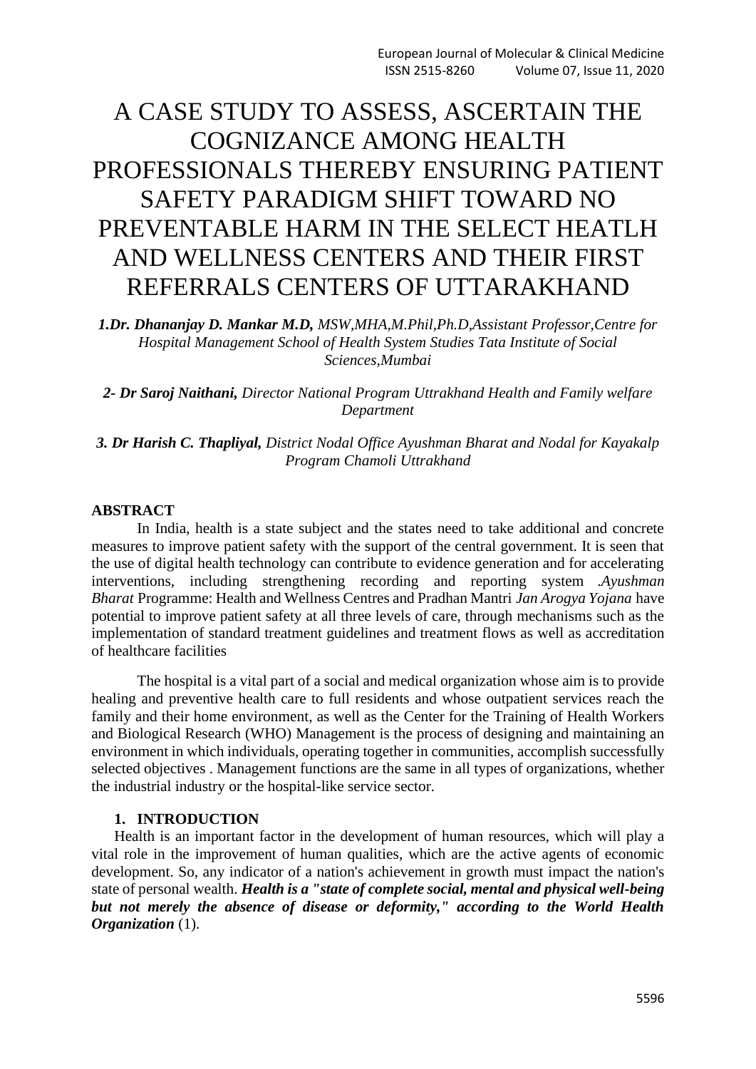# A CASE STUDY TO ASSESS, ASCERTAIN THE COGNIZANCE AMONG HEALTH PROFESSIONALS THEREBY ENSURING PATIENT SAFETY PARADIGM SHIFT TOWARD NO PREVENTABLE HARM IN THE SELECT HEATLH AND WELLNESS CENTERS AND THEIR FIRST REFERRALS CENTERS OF UTTARAKHAND

***1.Dr. Dhananjay D. Mankar M.D,** MSW,MHA,M.Phil,Ph.D,Assistant Professor,Centre for Hospital Management School of Health System Studies Tata Institute of Social Sciences,Mumbai*

***2- Dr Saroj Naithani,** Director National Program Uttrakhand Health and Family welfare Department*

***3. Dr Harish C. Thapliyal,** District Nodal Office Ayushman Bharat and Nodal for Kayakalp Program Chamoli Uttrakhand*

## ABSTRACT

In India, health is a state subject and the states need to take additional and concrete measures to improve patient safety with the support of the central government. It is seen that the use of digital health technology can contribute to evidence generation and for accelerating interventions, including strengthening recording and reporting system .*Ayushman Bharat* Programme: Health and Wellness Centres and Pradhan Mantri *Jan Arogya Yojana* have potential to improve patient safety at all three levels of care, through mechanisms such as the implementation of standard treatment guidelines and treatment flows as well as accreditation of healthcare facilities

The hospital is a vital part of a social and medical organization whose aim is to provide healing and preventive health care to full residents and whose outpatient services reach the family and their home environment, as well as the Center for the Training of Health Workers and Biological Research (WHO) Management is the process of designing and maintaining an environment in which individuals, operating together in communities, accomplish successfully selected objectives . Management functions are the same in all types of organizations, whether the industrial industry or the hospital-like service sector.

## 1. INTRODUCTION

Health is an important factor in the development of human resources, which will play a vital role in the improvement of human qualities, which are the active agents of economic development. So, any indicator of a nation's achievement in growth must impact the nation's state of personal wealth. ***Health is a "state of complete social, mental and physical well-being but not merely the absence of disease or deformity," according to the World Health Organization*** (1).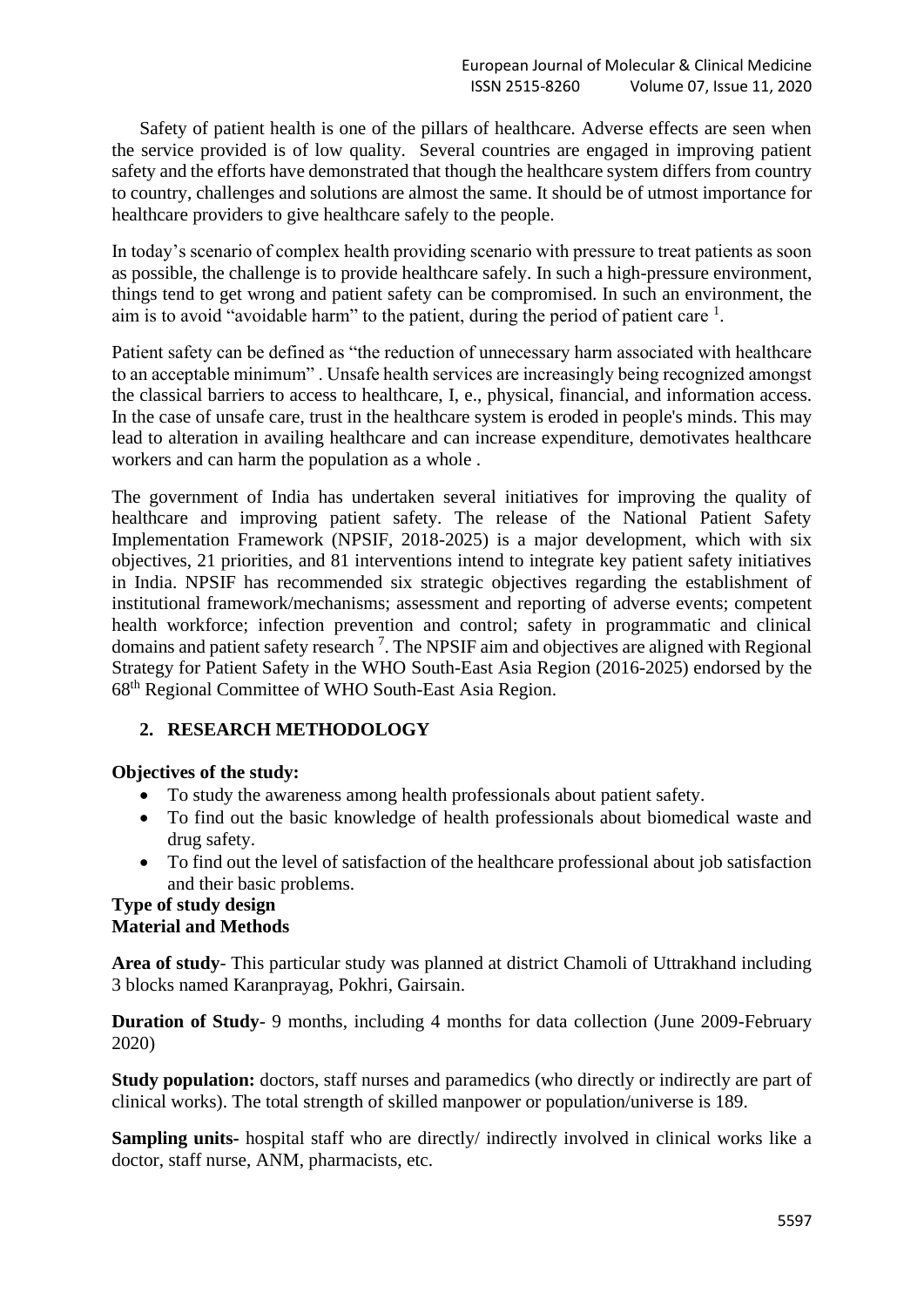Safety of patient health is one of the pillars of healthcare. Adverse effects are seen when the service provided is of low quality. Several countries are engaged in improving patient safety and the efforts have demonstrated that though the healthcare system differs from country to country, challenges and solutions are almost the same. It should be of utmost importance for healthcare providers to give healthcare safely to the people.

In today's scenario of complex health providing scenario with pressure to treat patients as soon as possible, the challenge is to provide healthcare safely. In such a high-pressure environment, things tend to get wrong and patient safety can be compromised. In such an environment, the aim is to avoid "avoidable harm" to the patient, during the period of patient care [1].

Patient safety can be defined as "the reduction of unnecessary harm associated with healthcare to an acceptable minimum" . Unsafe health services are increasingly being recognized amongst the classical barriers to access to healthcare, I, e., physical, financial, and information access. In the case of unsafe care, trust in the healthcare system is eroded in people's minds. This may lead to alteration in availing healthcare and can increase expenditure, demotivates healthcare workers and can harm the population as a whole .

The government of India has undertaken several initiatives for improving the quality of healthcare and improving patient safety. The release of the National Patient Safety Implementation Framework (NPSIF, 2018-2025) is a major development, which with six objectives, 21 priorities, and 81 interventions intend to integrate key patient safety initiatives in India. NPSIF has recommended six strategic objectives regarding the establishment of institutional framework/mechanisms; assessment and reporting of adverse events; competent health workforce; infection prevention and control; safety in programmatic and clinical domains and patient safety research [7]. The NPSIF aim and objectives are aligned with Regional Strategy for Patient Safety in the WHO South-East Asia Region (2016-2025) endorsed by the 68th Regional Committee of WHO South-East Asia Region.

## 2. RESEARCH METHODOLOGY

**Objectives of the study:**

- To study the awareness among health professionals about patient safety.
- To find out the basic knowledge of health professionals about biomedical waste and drug safety.
- To find out the level of satisfaction of the healthcare professional about job satisfaction and their basic problems.

**Type of study design**

**Material and Methods**

**Area of study**- This particular study was planned at district Chamoli of Uttrakhand including 3 blocks named Karanprayag, Pokhri, Gairsain.

**Duration of Study**- 9 months, including 4 months for data collection (June 2009-February 2020)

**Study population:** doctors, staff nurses and paramedics (who directly or indirectly are part of clinical works). The total strength of skilled manpower or population/universe is 189.

**Sampling units-** hospital staff who are directly/ indirectly involved in clinical works like a doctor, staff nurse, ANM, pharmacists, etc.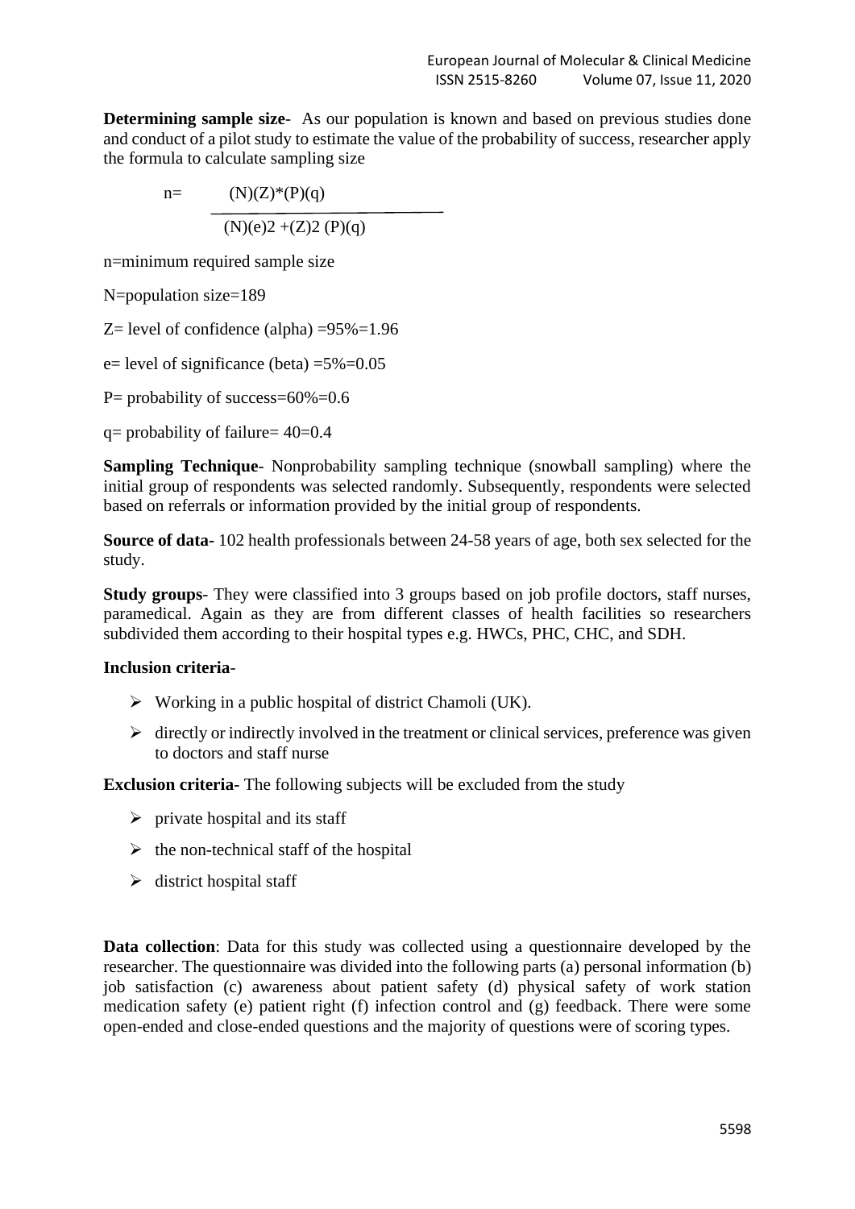**Determining sample size**- As our population is known and based on previous studies done and conduct of a pilot study to estimate the value of the probability of success, researcher apply the formula to calculate sampling size

$$n = \frac{(N)(Z)^*(P)(q)}{(N)(e)2 + (Z)2\,(P)(q)}$$

n=minimum required sample size

N=population size=189

Z= level of confidence (alpha) =95%=1.96

e= level of significance (beta) =5%=0.05

P= probability of success=60%=0.6

q= probability of failure= 40=0.4

**Sampling Technique**- Nonprobability sampling technique (snowball sampling) where the initial group of respondents was selected randomly. Subsequently, respondents were selected based on referrals or information provided by the initial group of respondents.

**Source of data-** 102 health professionals between 24-58 years of age, both sex selected for the study.

**Study groups**- They were classified into 3 groups based on job profile doctors, staff nurses, paramedical. Again as they are from different classes of health facilities so researchers subdivided them according to their hospital types e.g. HWCs, PHC, CHC, and SDH.

**Inclusion criteria**-

- Working in a public hospital of district Chamoli (UK).
- directly or indirectly involved in the treatment or clinical services, preference was given to doctors and staff nurse

**Exclusion criteria-** The following subjects will be excluded from the study

- private hospital and its staff
- the non-technical staff of the hospital
- district hospital staff

**Data collection**: Data for this study was collected using a questionnaire developed by the researcher. The questionnaire was divided into the following parts (a) personal information (b) job satisfaction (c) awareness about patient safety (d) physical safety of work station medication safety (e) patient right (f) infection control and (g) feedback. There were some open-ended and close-ended questions and the majority of questions were of scoring types.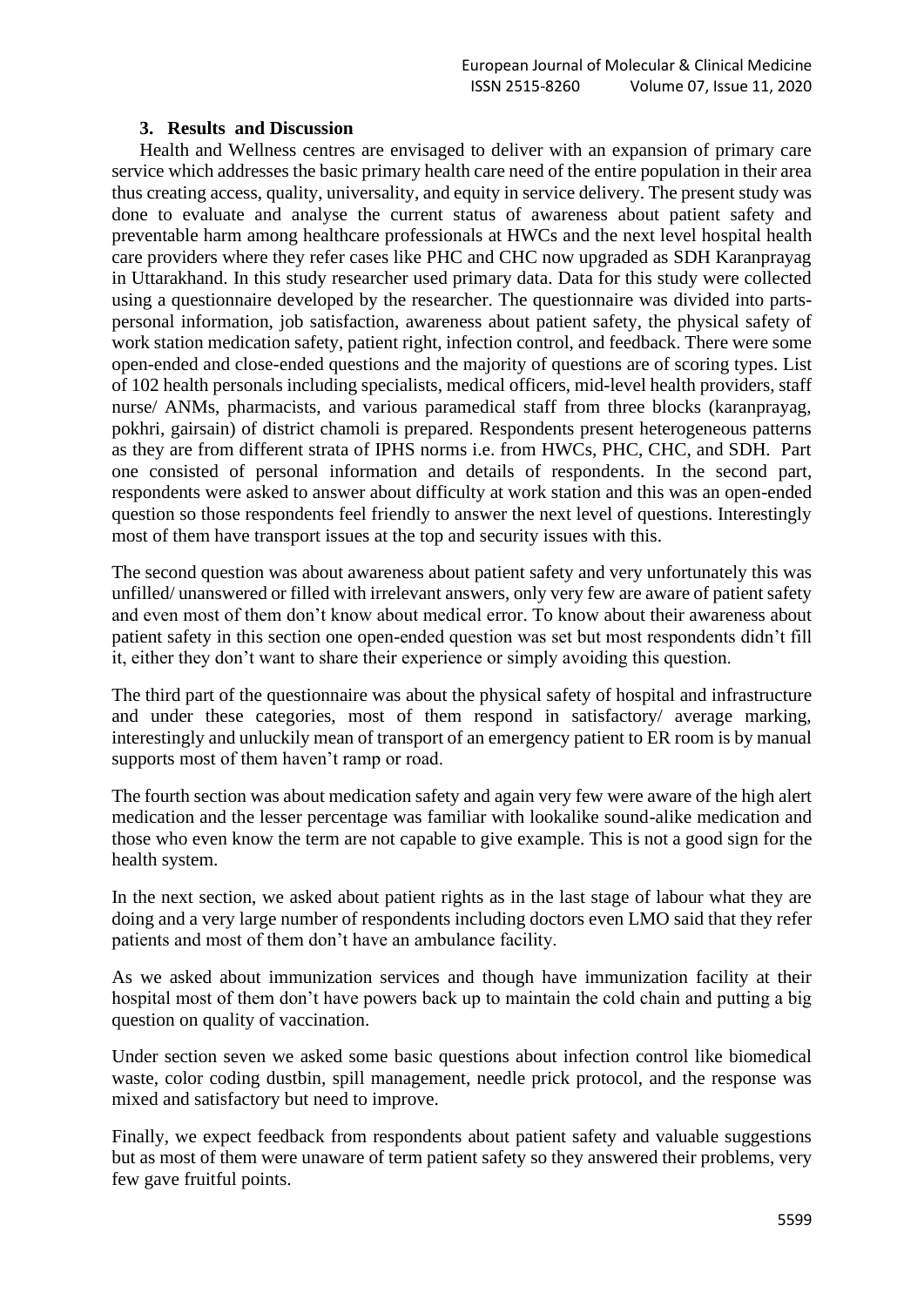## 3. Results and Discussion

Health and Wellness centres are envisaged to deliver with an expansion of primary care service which addresses the basic primary health care need of the entire population in their area thus creating access, quality, universality, and equity in service delivery. The present study was done to evaluate and analyse the current status of awareness about patient safety and preventable harm among healthcare professionals at HWCs and the next level hospital health care providers where they refer cases like PHC and CHC now upgraded as SDH Karanprayag in Uttarakhand. In this study researcher used primary data. Data for this study were collected using a questionnaire developed by the researcher. The questionnaire was divided into parts- personal information, job satisfaction, awareness about patient safety, the physical safety of work station medication safety, patient right, infection control, and feedback. There were some open-ended and close-ended questions and the majority of questions are of scoring types. List of 102 health personals including specialists, medical officers, mid-level health providers, staff nurse/ ANMs, pharmacists, and various paramedical staff from three blocks (karanprayag, pokhri, gairsain) of district chamoli is prepared. Respondents present heterogeneous patterns as they are from different strata of IPHS norms i.e. from HWCs, PHC, CHC, and SDH. Part one consisted of personal information and details of respondents. In the second part, respondents were asked to answer about difficulty at work station and this was an open-ended question so those respondents feel friendly to answer the next level of questions. Interestingly most of them have transport issues at the top and security issues with this.

The second question was about awareness about patient safety and very unfortunately this was unfilled/ unanswered or filled with irrelevant answers, only very few are aware of patient safety and even most of them don't know about medical error. To know about their awareness about patient safety in this section one open-ended question was set but most respondents didn't fill it, either they don't want to share their experience or simply avoiding this question.

The third part of the questionnaire was about the physical safety of hospital and infrastructure and under these categories, most of them respond in satisfactory/ average marking, interestingly and unluckily mean of transport of an emergency patient to ER room is by manual supports most of them haven't ramp or road.

The fourth section was about medication safety and again very few were aware of the high alert medication and the lesser percentage was familiar with lookalike sound-alike medication and those who even know the term are not capable to give example. This is not a good sign for the health system.

In the next section, we asked about patient rights as in the last stage of labour what they are doing and a very large number of respondents including doctors even LMO said that they refer patients and most of them don't have an ambulance facility.

As we asked about immunization services and though have immunization facility at their hospital most of them don't have powers back up to maintain the cold chain and putting a big question on quality of vaccination.

Under section seven we asked some basic questions about infection control like biomedical waste, color coding dustbin, spill management, needle prick protocol, and the response was mixed and satisfactory but need to improve.

Finally, we expect feedback from respondents about patient safety and valuable suggestions but as most of them were unaware of term patient safety so they answered their problems, very few gave fruitful points.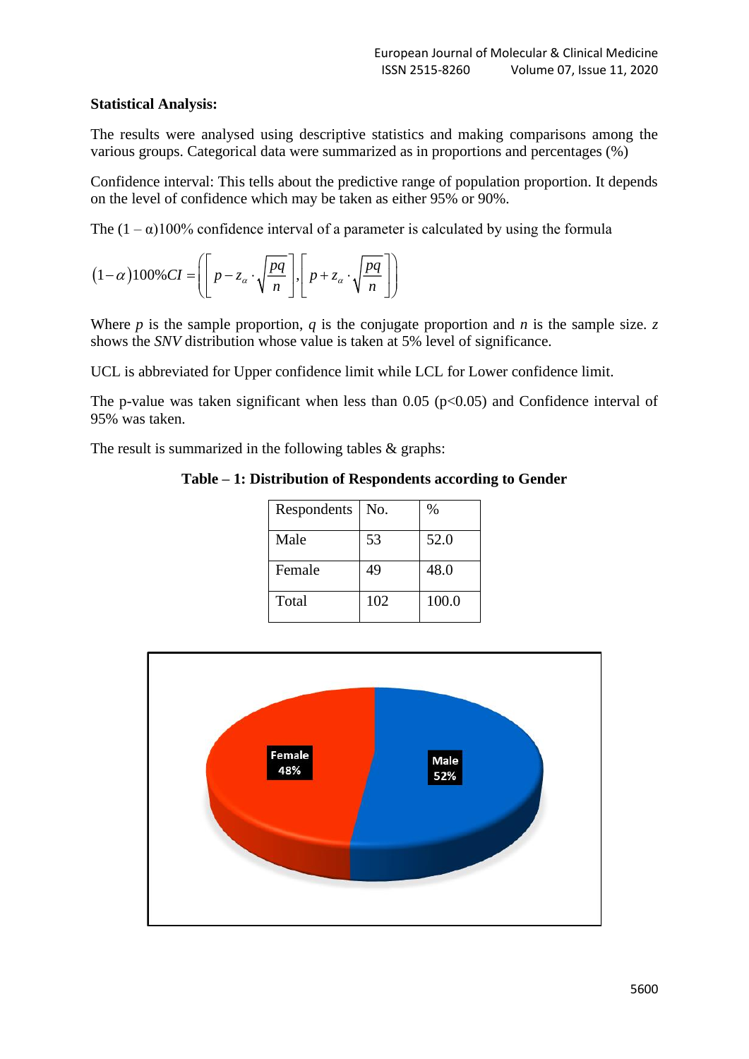**Statistical Analysis:**

The results were analysed using descriptive statistics and making comparisons among the various groups. Categorical data were summarized as in proportions and percentages (%)

Confidence interval: This tells about the predictive range of population proportion. It depends on the level of confidence which may be taken as either 95% or 90%.

The $(1 - \alpha)100\%$ confidence interval of a parameter is calculated by using the formula

$$(1-\alpha)100\%CI = \left( \left[ p - z_{\alpha} \cdot \sqrt{\frac{pq}{n}} \right], \left[ p + z_{\alpha} \cdot \sqrt{\frac{pq}{n}} \right] \right)$$

Where $p$ is the sample proportion, $q$ is the conjugate proportion and $n$ is the sample size. $z$ shows the *SNV* distribution whose value is taken at 5% level of significance.

UCL is abbreviated for Upper confidence limit while LCL for Lower confidence limit.

The p-value was taken significant when less than 0.05 ($p<0.05$) and Confidence interval of 95% was taken.

The result is summarized in the following tables & graphs:

**Table – 1: Distribution of Respondents according to Gender**

| Respondents | No. | % |
|---|---|---|
| Male | 53 | 52.0 |
| Female | 49 | 48.0 |
| Total | 102 | 100.0 |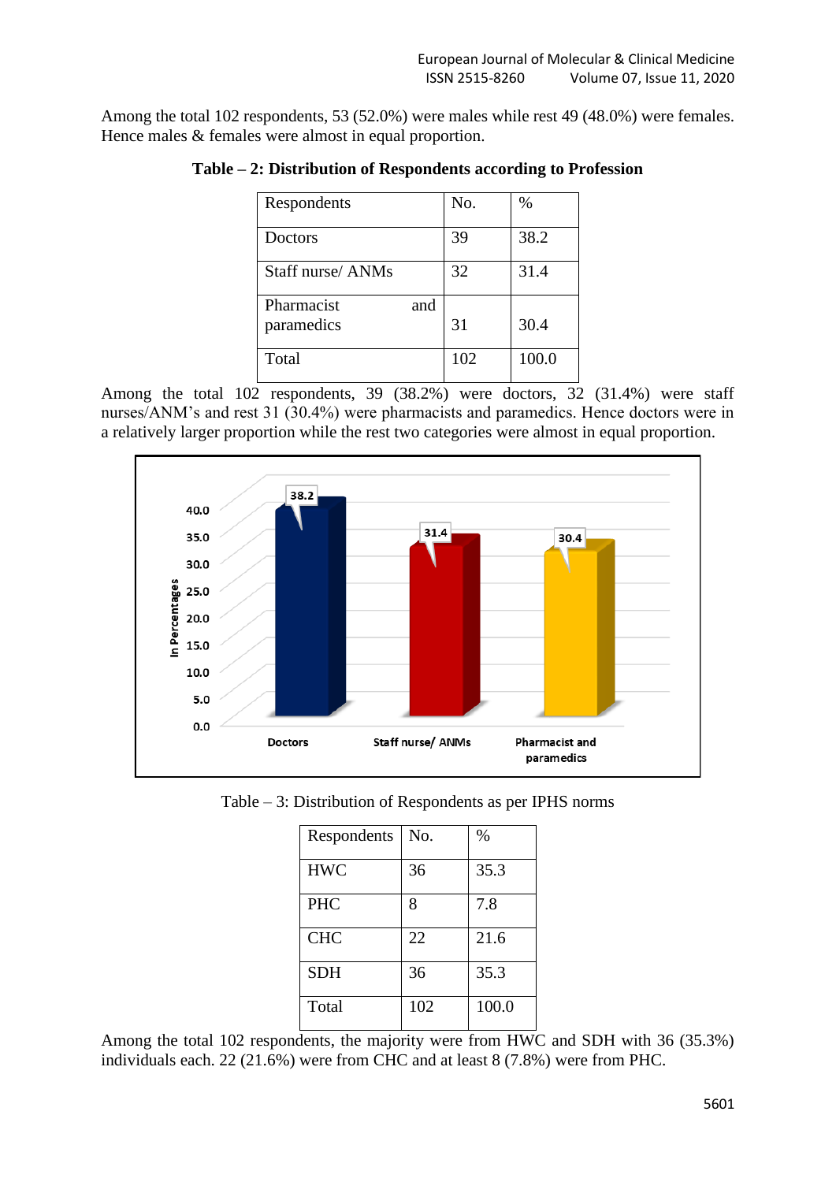Among the total 102 respondents, 53 (52.0%) were males while rest 49 (48.0%) were females. Hence males & females were almost in equal proportion.

**Table – 2: Distribution of Respondents according to Profession**

| Respondents | No. | % |
|---|---|---|
| Doctors | 39 | 38.2 |
| Staff nurse/ ANMs | 32 | 31.4 |
| Pharmacist and paramedics | 31 | 30.4 |
| Total | 102 | 100.0 |

Among the total 102 respondents, 39 (38.2%) were doctors, 32 (31.4%) were staff nurses/ANM's and rest 31 (30.4%) were pharmacists and paramedics. Hence doctors were in a relatively larger proportion while the rest two categories were almost in equal proportion.

Table – 3: Distribution of Respondents as per IPHS norms

| Respondents | No. | % |
|---|---|---|
| HWC | 36 | 35.3 |
| PHC | 8 | 7.8 |
| CHC | 22 | 21.6 |
| SDH | 36 | 35.3 |
| Total | 102 | 100.0 |

Among the total 102 respondents, the majority were from HWC and SDH with 36 (35.3%) individuals each. 22 (21.6%) were from CHC and at least 8 (7.8%) were from PHC.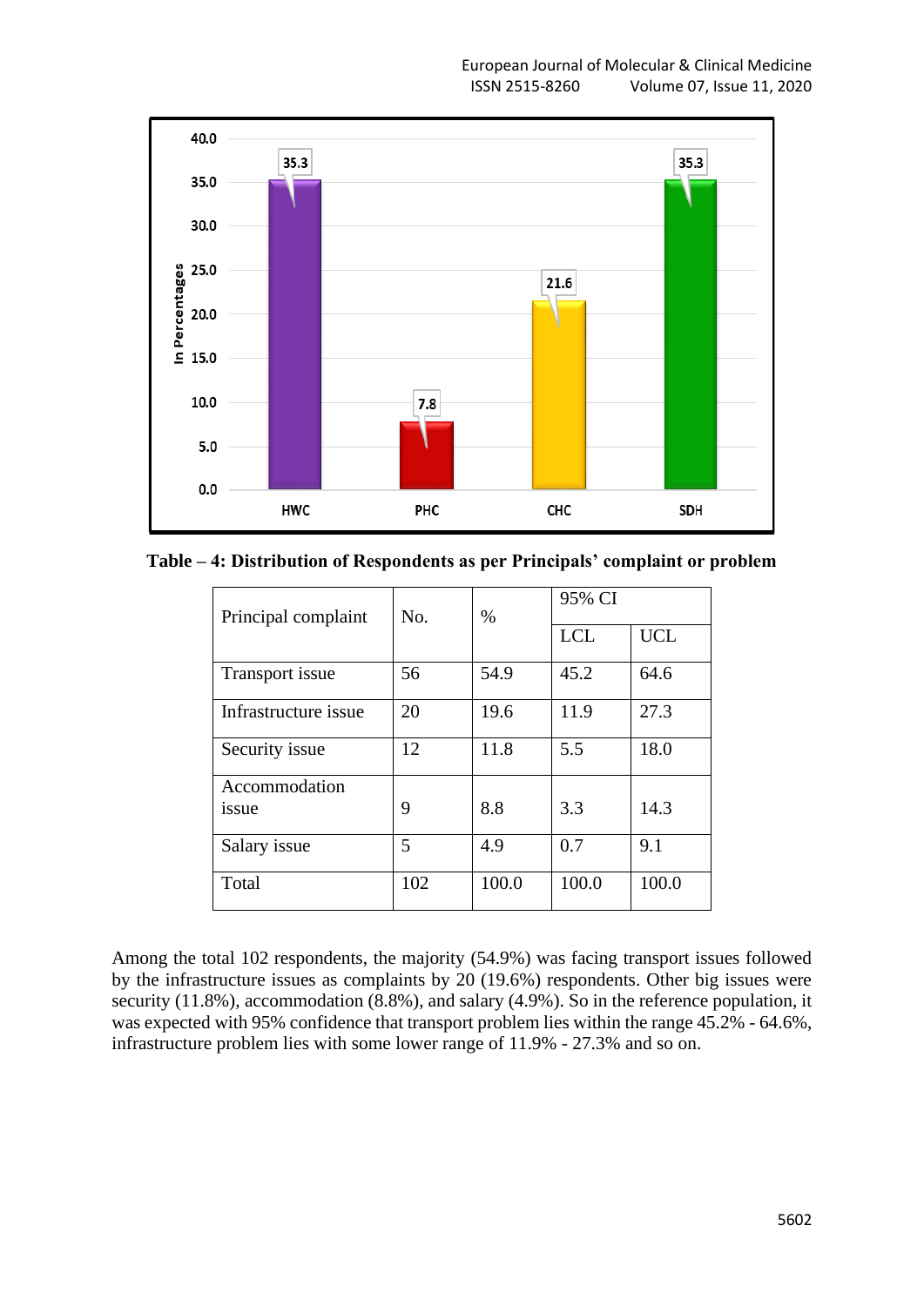**Table – 4: Distribution of Respondents as per Principals' complaint or problem**

| Principal complaint | No. | % | 95% CI | |
|---|---|---|---|---|
| | | | LCL | UCL |
| Transport issue | 56 | 54.9 | 45.2 | 64.6 |
| Infrastructure issue | 20 | 19.6 | 11.9 | 27.3 |
| Security issue | 12 | 11.8 | 5.5 | 18.0 |
| Accommodation issue | 9 | 8.8 | 3.3 | 14.3 |
| Salary issue | 5 | 4.9 | 0.7 | 9.1 |
| Total | 102 | 100.0 | 100.0 | 100.0 |

Among the total 102 respondents, the majority (54.9%) was facing transport issues followed by the infrastructure issues as complaints by 20 (19.6%) respondents. Other big issues were security (11.8%), accommodation (8.8%), and salary (4.9%). So in the reference population, it was expected with 95% confidence that transport problem lies within the range 45.2% - 64.6%, infrastructure problem lies with some lower range of 11.9% - 27.3% and so on.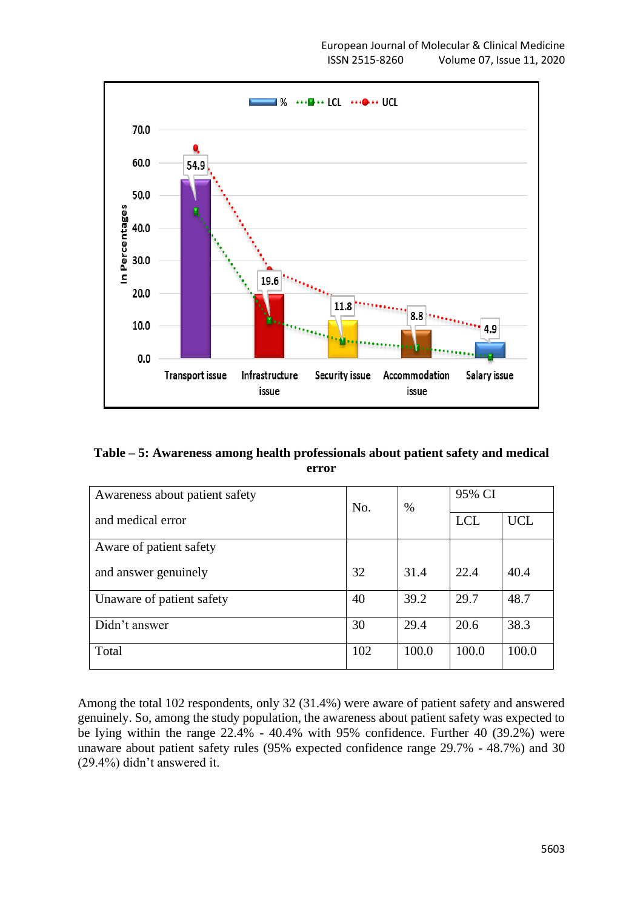**Table – 5: Awareness among health professionals about patient safety and medical error**

| Awareness about patient safety and medical error | No. | % | 95% CI | |
|---|---|---|---|---|
| | | | LCL | UCL |
| Aware of patient safety and answer genuinely | 32 | 31.4 | 22.4 | 40.4 |
| Unaware of patient safety | 40 | 39.2 | 29.7 | 48.7 |
| Didn't answer | 30 | 29.4 | 20.6 | 38.3 |
| Total | 102 | 100.0 | 100.0 | 100.0 |

Among the total 102 respondents, only 32 (31.4%) were aware of patient safety and answered genuinely. So, among the study population, the awareness about patient safety was expected to be lying within the range 22.4% - 40.4% with 95% confidence. Further 40 (39.2%) were unaware about patient safety rules (95% expected confidence range 29.7% - 48.7%) and 30 (29.4%) didn't answered it.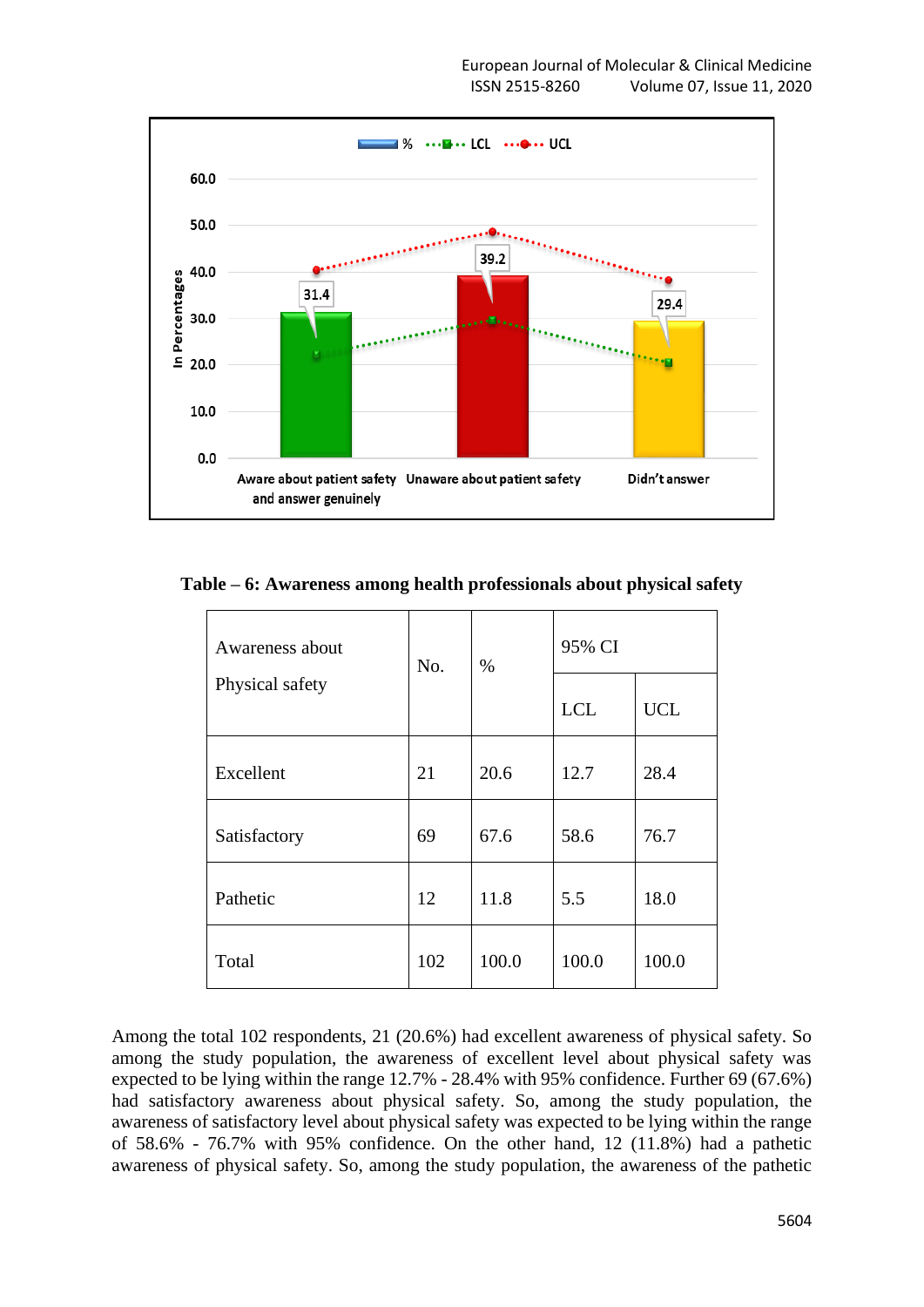Table – 6: Awareness among health professionals about physical safety

| Awareness about Physical safety | No. | % | 95% CI | |
|---|---|---|---|---|
| | | | LCL | UCL |
| Excellent | 21 | 20.6 | 12.7 | 28.4 |
| Satisfactory | 69 | 67.6 | 58.6 | 76.7 |
| Pathetic | 12 | 11.8 | 5.5 | 18.0 |
| Total | 102 | 100.0 | 100.0 | 100.0 |

Among the total 102 respondents, 21 (20.6%) had excellent awareness of physical safety. So among the study population, the awareness of excellent level about physical safety was expected to be lying within the range 12.7% - 28.4% with 95% confidence. Further 69 (67.6%) had satisfactory awareness about physical safety. So, among the study population, the awareness of satisfactory level about physical safety was expected to be lying within the range of 58.6% - 76.7% with 95% confidence. On the other hand, 12 (11.8%) had a pathetic awareness of physical safety. So, among the study population, the awareness of the pathetic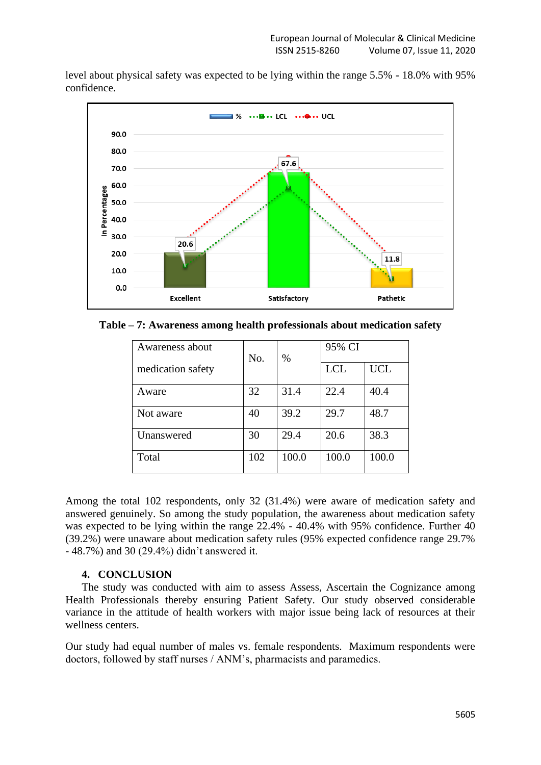level about physical safety was expected to be lying within the range 5.5% - 18.0% with 95% confidence.

**Table – 7: Awareness among health professionals about medication safety**

| Awareness about medication safety | No. | % | 95% CI | |
|---|---|---|---|---|
| | | | LCL | UCL |
| Aware | 32 | 31.4 | 22.4 | 40.4 |
| Not aware | 40 | 39.2 | 29.7 | 48.7 |
| Unanswered | 30 | 29.4 | 20.6 | 38.3 |
| Total | 102 | 100.0 | 100.0 | 100.0 |

Among the total 102 respondents, only 32 (31.4%) were aware of medication safety and answered genuinely. So among the study population, the awareness about medication safety was expected to be lying within the range 22.4% - 40.4% with 95% confidence. Further 40 (39.2%) were unaware about medication safety rules (95% expected confidence range 29.7% - 48.7%) and 30 (29.4%) didn't answered it.

## 4. CONCLUSION

The study was conducted with aim to assess Assess, Ascertain the Cognizance among Health Professionals thereby ensuring Patient Safety. Our study observed considerable variance in the attitude of health workers with major issue being lack of resources at their wellness centers.

Our study had equal number of males vs. female respondents. Maximum respondents were doctors, followed by staff nurses / ANM's, pharmacists and paramedics.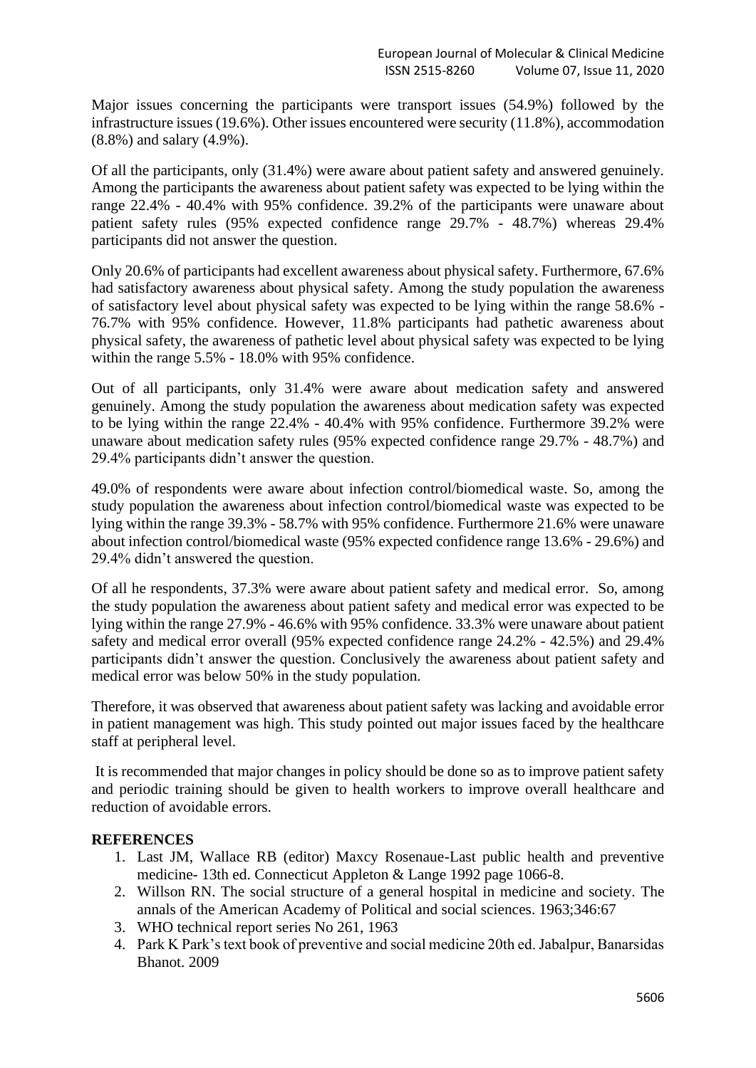Major issues concerning the participants were transport issues (54.9%) followed by the infrastructure issues (19.6%). Other issues encountered were security (11.8%), accommodation (8.8%) and salary (4.9%).

Of all the participants, only (31.4%) were aware about patient safety and answered genuinely. Among the participants the awareness about patient safety was expected to be lying within the range 22.4% - 40.4% with 95% confidence. 39.2% of the participants were unaware about patient safety rules (95% expected confidence range 29.7% - 48.7%) whereas 29.4% participants did not answer the question.

Only 20.6% of participants had excellent awareness about physical safety. Furthermore, 67.6% had satisfactory awareness about physical safety. Among the study population the awareness of satisfactory level about physical safety was expected to be lying within the range 58.6% - 76.7% with 95% confidence. However, 11.8% participants had pathetic awareness about physical safety, the awareness of pathetic level about physical safety was expected to be lying within the range 5.5% - 18.0% with 95% confidence.

Out of all participants, only 31.4% were aware about medication safety and answered genuinely. Among the study population the awareness about medication safety was expected to be lying within the range 22.4% - 40.4% with 95% confidence. Furthermore 39.2% were unaware about medication safety rules (95% expected confidence range 29.7% - 48.7%) and 29.4% participants didn't answer the question.

49.0% of respondents were aware about infection control/biomedical waste. So, among the study population the awareness about infection control/biomedical waste was expected to be lying within the range 39.3% - 58.7% with 95% confidence. Furthermore 21.6% were unaware about infection control/biomedical waste (95% expected confidence range 13.6% - 29.6%) and 29.4% didn't answered the question.

Of all he respondents, 37.3% were aware about patient safety and medical error. So, among the study population the awareness about patient safety and medical error was expected to be lying within the range 27.9% - 46.6% with 95% confidence. 33.3% were unaware about patient safety and medical error overall (95% expected confidence range 24.2% - 42.5%) and 29.4% participants didn't answer the question. Conclusively the awareness about patient safety and medical error was below 50% in the study population.

Therefore, it was observed that awareness about patient safety was lacking and avoidable error in patient management was high. This study pointed out major issues faced by the healthcare staff at peripheral level.

It is recommended that major changes in policy should be done so as to improve patient safety and periodic training should be given to health workers to improve overall healthcare and reduction of avoidable errors.

## REFERENCES

1. Last JM, Wallace RB (editor) Maxcy Rosenaue-Last public health and preventive medicine- 13th ed. Connecticut Appleton & Lange 1992 page 1066-8.
2. Willson RN. The social structure of a general hospital in medicine and society. The annals of the American Academy of Political and social sciences. 1963;346:67
3. WHO technical report series No 261, 1963
4. Park K Park's text book of preventive and social medicine 20th ed. Jabalpur, Banarsidas Bhanot. 2009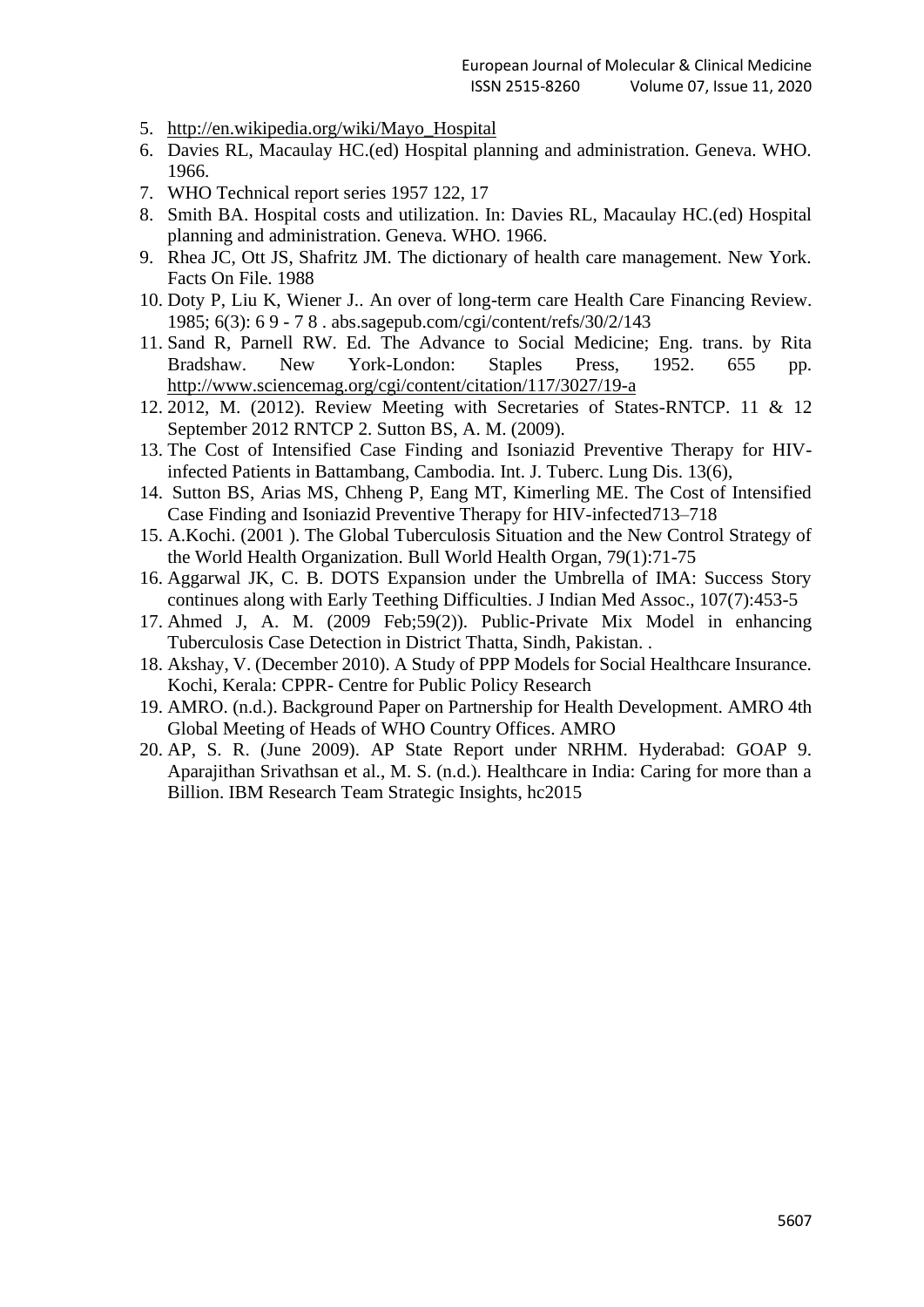5. http://en.wikipedia.org/wiki/Mayo_Hospital
6. Davies RL, Macaulay HC.(ed) Hospital planning and administration. Geneva. WHO. 1966.
7. WHO Technical report series 1957 122, 17
8. Smith BA. Hospital costs and utilization. In: Davies RL, Macaulay HC.(ed) Hospital planning and administration. Geneva. WHO. 1966.
9. Rhea JC, Ott JS, Shafritz JM. The dictionary of health care management. New York. Facts On File. 1988
10. Doty P, Liu K, Wiener J.. An over of long-term care Health Care Financing Review. 1985; 6(3): 6 9 - 7 8 . abs.sagepub.com/cgi/content/refs/30/2/143
11. Sand R, Parnell RW. Ed. The Advance to Social Medicine; Eng. trans. by Rita Bradshaw. New York-London: Staples Press, 1952. 655 pp. http://www.sciencemag.org/cgi/content/citation/117/3027/19-a
12. 2012, M. (2012). Review Meeting with Secretaries of States-RNTCP. 11 & 12 September 2012 RNTCP 2. Sutton BS, A. M. (2009).
13. The Cost of Intensified Case Finding and Isoniazid Preventive Therapy for HIV-infected Patients in Battambang, Cambodia. Int. J. Tuberc. Lung Dis. 13(6),
14. Sutton BS, Arias MS, Chheng P, Eang MT, Kimerling ME. The Cost of Intensified Case Finding and Isoniazid Preventive Therapy for HIV-infected713–718
15. A.Kochi. (2001 ). The Global Tuberculosis Situation and the New Control Strategy of the World Health Organization. Bull World Health Organ, 79(1):71-75
16. Aggarwal JK, C. B. DOTS Expansion under the Umbrella of IMA: Success Story continues along with Early Teething Difficulties. J Indian Med Assoc., 107(7):453-5
17. Ahmed J, A. M. (2009 Feb;59(2)). Public-Private Mix Model in enhancing Tuberculosis Case Detection in District Thatta, Sindh, Pakistan. .
18. Akshay, V. (December 2010). A Study of PPP Models for Social Healthcare Insurance. Kochi, Kerala: CPPR- Centre for Public Policy Research
19. AMRO. (n.d.). Background Paper on Partnership for Health Development. AMRO 4th Global Meeting of Heads of WHO Country Offices. AMRO
20. AP, S. R. (June 2009). AP State Report under NRHM. Hyderabad: GOAP 9. Aparajithan Srivathsan et al., M. S. (n.d.). Healthcare in India: Caring for more than a Billion. IBM Research Team Strategic Insights, hc2015